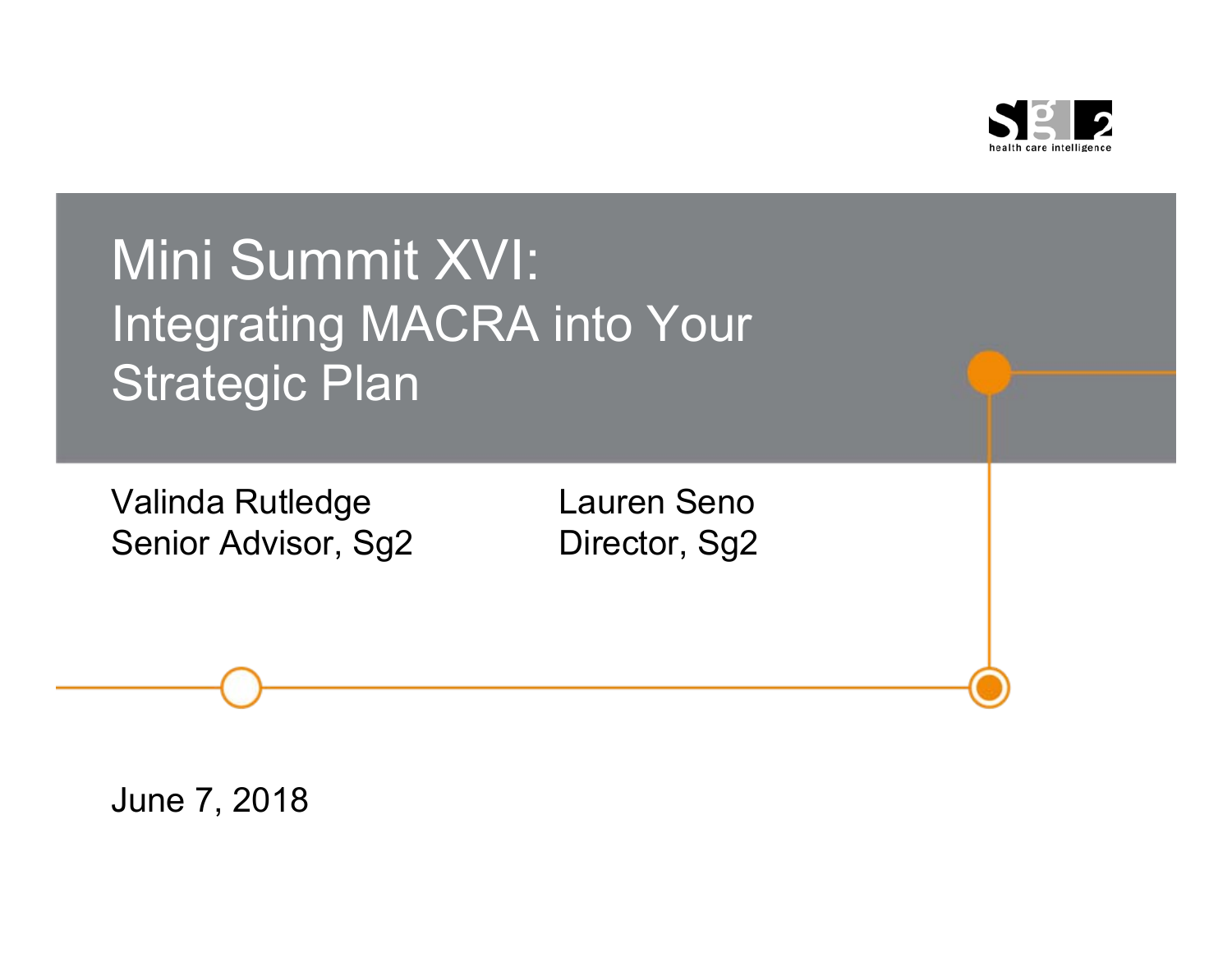# Mini Summit XVI: Integrating MACRA into Your Strategic Plan

Valinda Rutledge
Senior Advisor, Sg2

Lauren Seno
Director, Sg2

June 7, 2018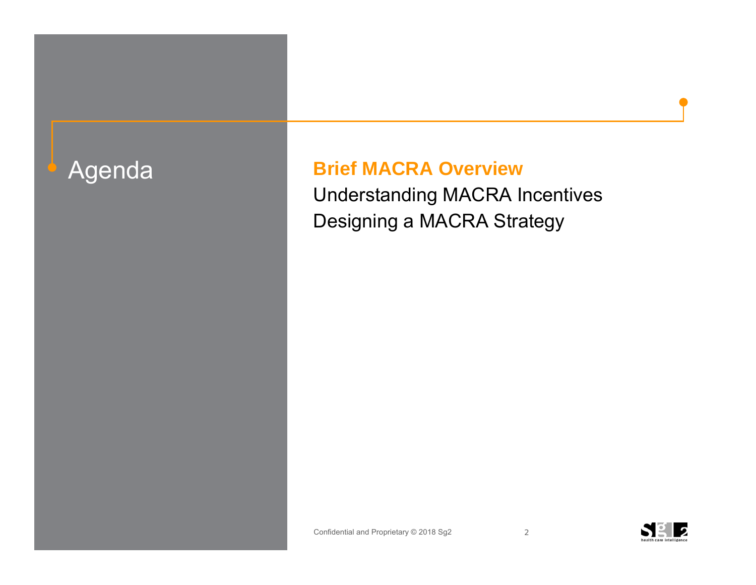# Agenda

**Brief MACRA Overview**

Understanding MACRA Incentives

Designing a MACRA Strategy

Confidential and Proprietary © 2018 Sg2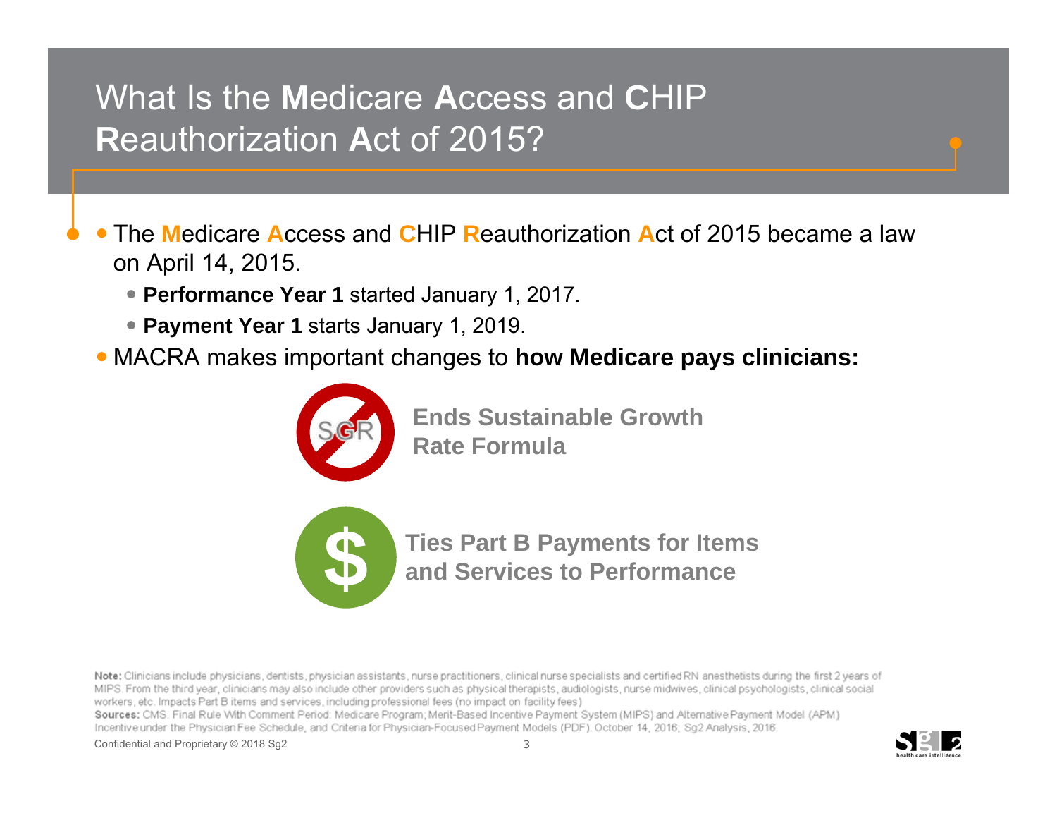# What Is the Medicare Access and CHIP Reauthorization Act of 2015?

- The **M**edicare **A**ccess and **C**HIP **R**eauthorization **A**ct of 2015 became a law on April 14, 2015.
  - **Performance Year 1** started January 1, 2017.
  - **Payment Year 1** starts January 1, 2019.
- MACRA makes important changes to **how Medicare pays clinicians:**

SGR

**Ends Sustainable Growth Rate Formula**

$

**Ties Part B Payments for Items and Services to Performance**

**Note:** Clinicians include physicians, dentists, physician assistants, nurse practitioners, clinical nurse specialists and certified RN anesthetists during the first 2 years of MIPS. From the third year, clinicians may also include other providers such as physical therapists, audiologists, nurse midwives, clinical psychologists, clinical social workers, etc. Impacts Part B items and services, including professional fees (no impact on facility fees).

**Sources:** CMS. Final Rule With Comment Period: Medicare Program; Merit-Based Incentive Payment System (MIPS) and Alternative Payment Model (APM) Incentive under the Physician Fee Schedule, and Criteria for Physician-Focused Payment Models (PDF). October 14, 2016; Sg2 Analysis, 2016.

Confidential and Proprietary © 2018 Sg2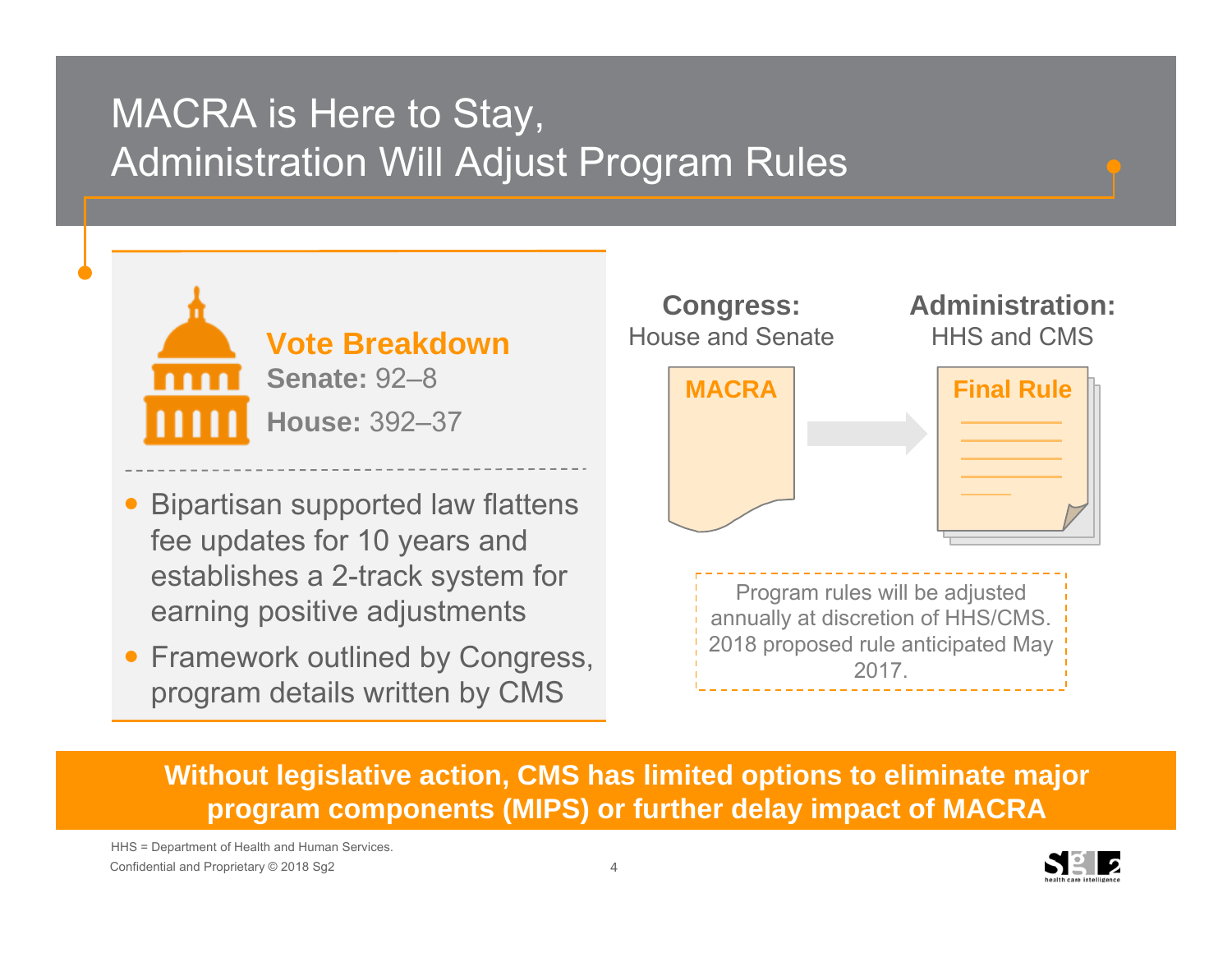# MACRA is Here to Stay, Administration Will Adjust Program Rules

**Vote Breakdown**

**Senate:** 92–8

**House:** 392–37

- Bipartisan supported law flattens fee updates for 10 years and establishes a 2-track system for earning positive adjustments
- Framework outlined by Congress, program details written by CMS

**Congress:**
House and Senate

MACRA

**Administration:**
HHS and CMS

Final Rule

Program rules will be adjusted annually at discretion of HHS/CMS. 2018 proposed rule anticipated May 2017.

**Without legislative action, CMS has limited options to eliminate major program components (MIPS) or further delay impact of MACRA**

HHS = Department of Health and Human Services.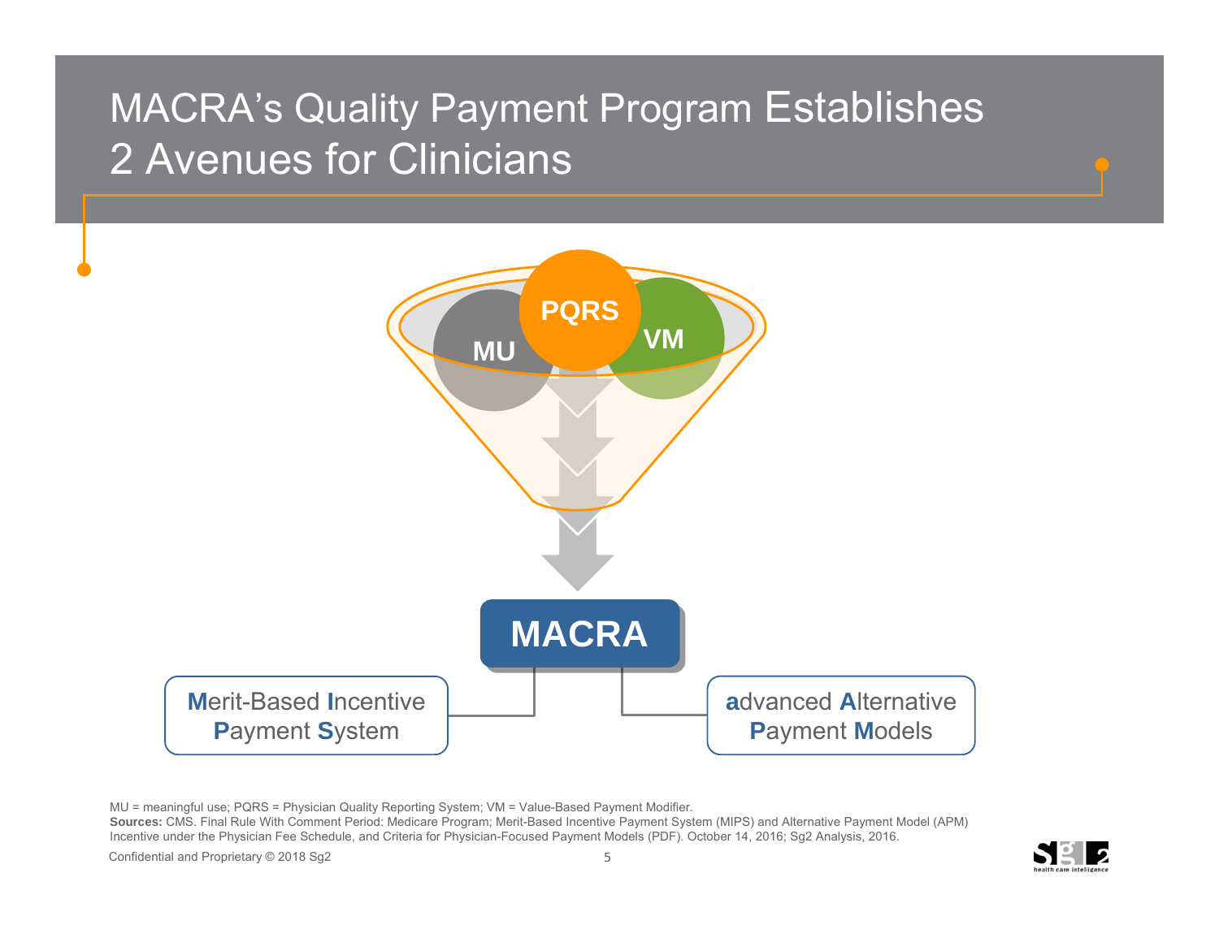# MACRA's Quality Payment Program Establishes 2 Avenues for Clinicians

MU

PQRS

VM

MACRA

Merit-Based Incentive Payment System

advanced Alternative Payment Models

MU = meaningful use; PQRS = Physician Quality Reporting System; VM = Value-Based Payment Modifier.

**Sources:** CMS. Final Rule With Comment Period: Medicare Program; Merit-Based Incentive Payment System (MIPS) and Alternative Payment Model (APM) Incentive under the Physician Fee Schedule, and Criteria for Physician-Focused Payment Models (PDF). October 14, 2016; Sg2 Analysis, 2016.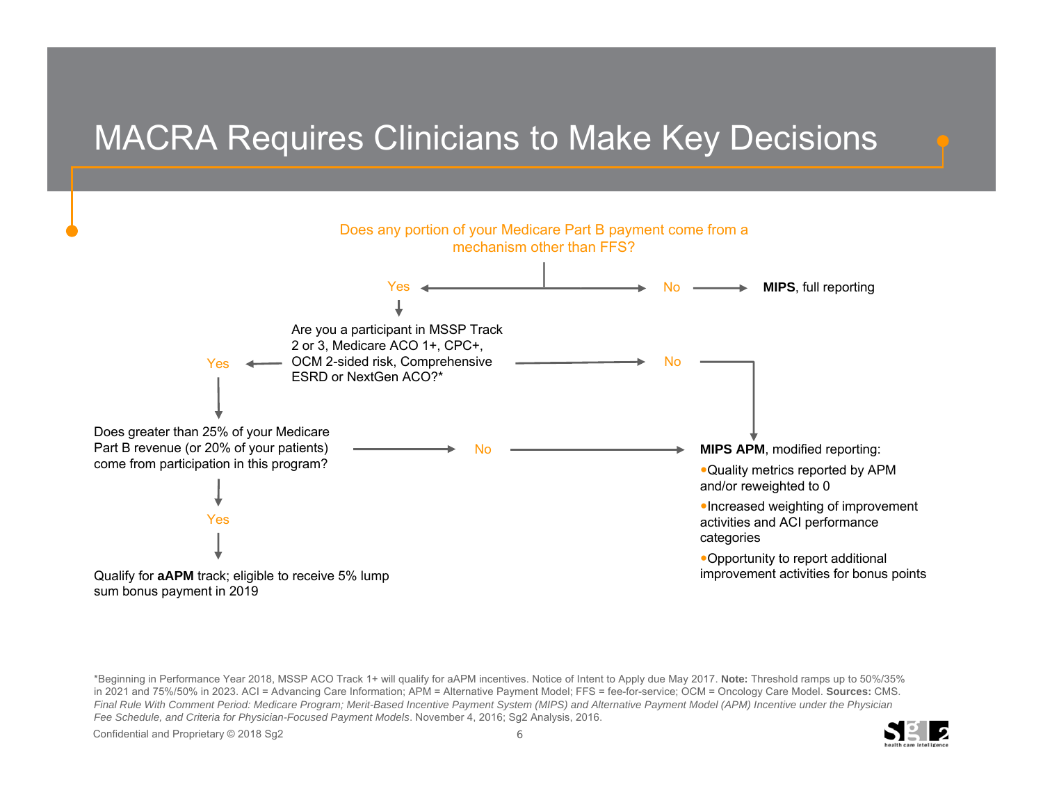# MACRA Requires Clinicians to Make Key Decisions

Does any portion of your Medicare Part B payment come from a mechanism other than FFS?

Yes

No

**MIPS**, full reporting

Are you a participant in MSSP Track 2 or 3, Medicare ACO 1+, CPC+, OCM 2-sided risk, Comprehensive ESRD or NextGen ACO?*

Yes

No

Does greater than 25% of your Medicare Part B revenue (or 20% of your patients) come from participation in this program?

No

**MIPS APM**, modified reporting:

- Quality metrics reported by APM and/or reweighted to 0
- Increased weighting of improvement activities and ACI performance categories
- Opportunity to report additional improvement activities for bonus points

Yes

Qualify for **aAPM** track; eligible to receive 5% lump sum bonus payment in 2019

*Beginning in Performance Year 2018, MSSP ACO Track 1+ will qualify for aAPM incentives. Notice of Intent to Apply due May 2017. **Note:** Threshold ramps up to 50%/35% in 2021 and 75%/50% in 2023. ACI = Advancing Care Information; APM = Alternative Payment Model; FFS = fee-for-service; OCM = Oncology Care Model. **Sources:** CMS. *Final Rule With Comment Period: Medicare Program; Merit-Based Incentive Payment System (MIPS) and Alternative Payment Model (APM) Incentive under the Physician Fee Schedule, and Criteria for Physician-Focused Payment Models*. November 4, 2016; Sg2 Analysis, 2016.

Confidential and Proprietary © 2018 Sg2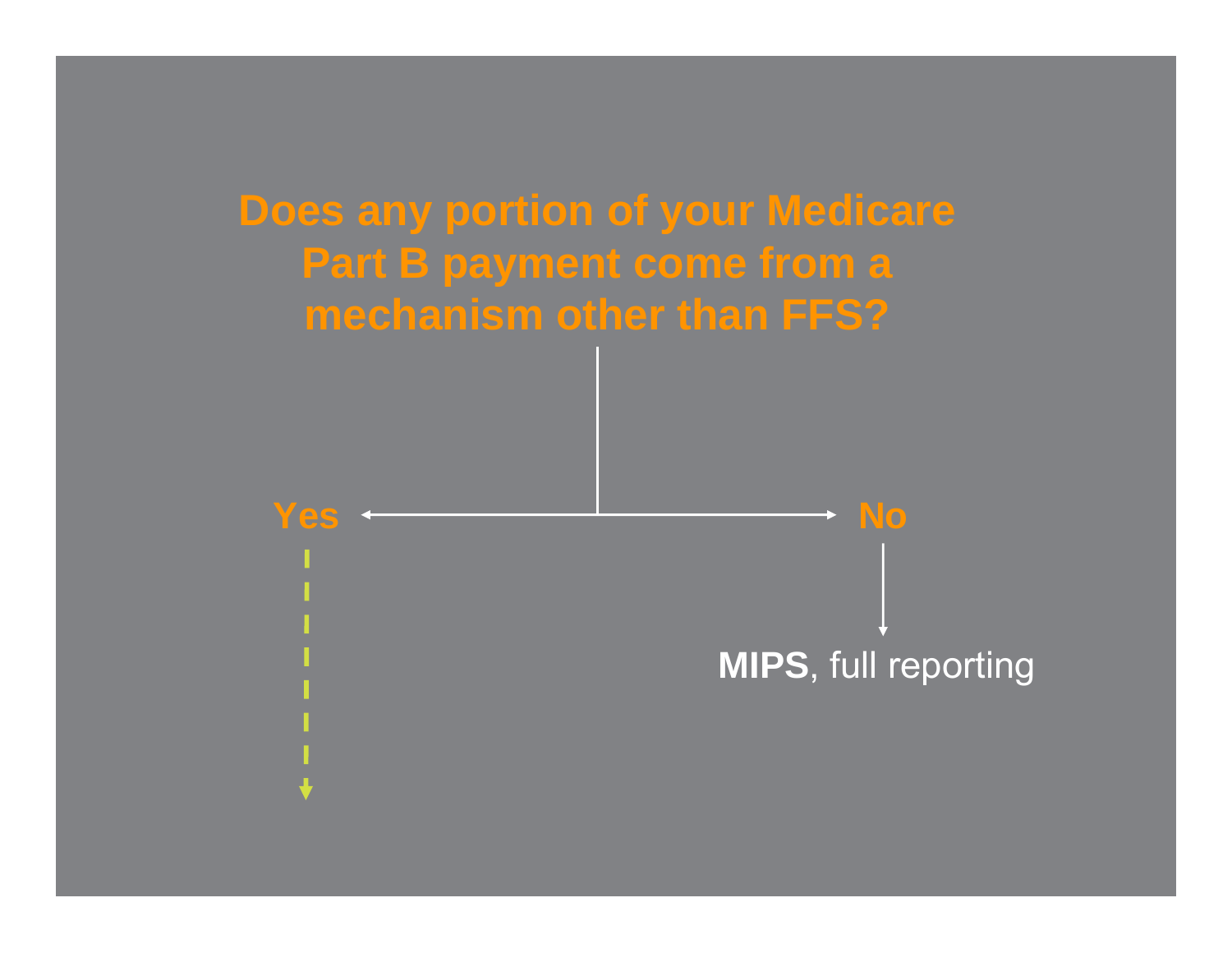## Does any portion of your Medicare Part B payment come from a mechanism other than FFS?

Yes

No

**MIPS**, full reporting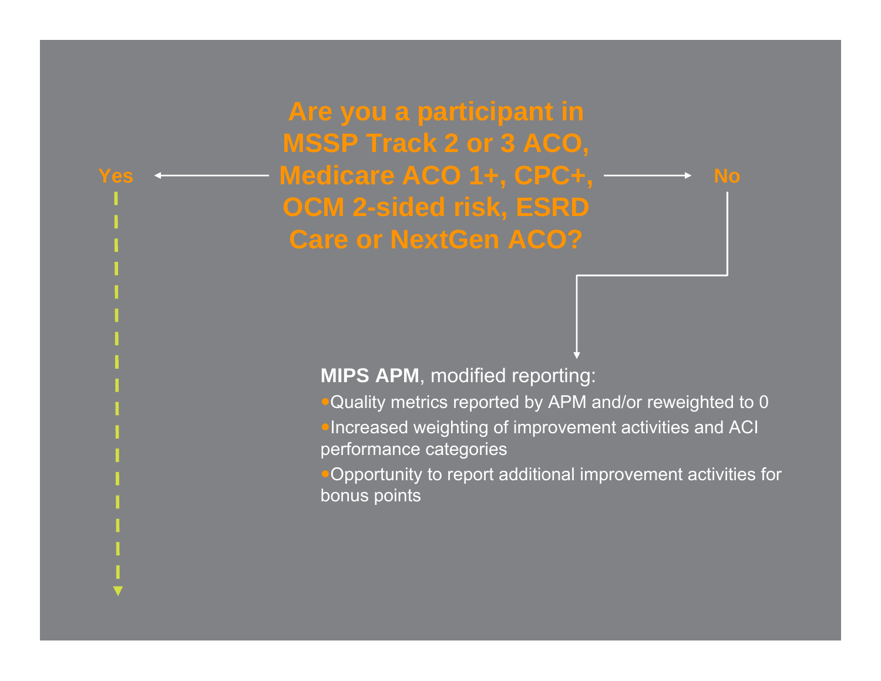**Are you a participant in MSSP Track 2 or 3 ACO, Medicare ACO 1+, CPC+, OCM 2-sided risk, ESRD Care or NextGen ACO?**

Yes

No

**MIPS APM**, modified reporting:

- Quality metrics reported by APM and/or reweighted to 0
- Increased weighting of improvement activities and ACI performance categories
- Opportunity to report additional improvement activities for bonus points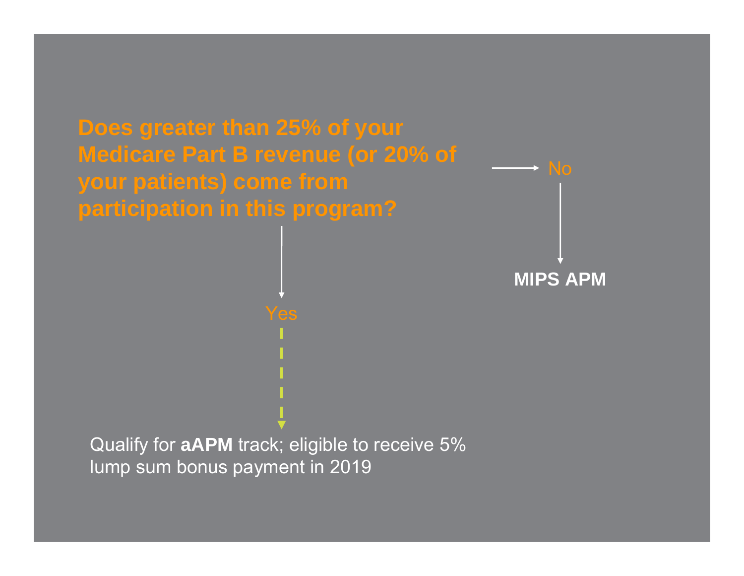**Does greater than 25% of your Medicare Part B revenue (or 20% of your patients) come from participation in this program?**

→ No

**MIPS APM**

Yes

Qualify for **aAPM** track; eligible to receive 5% lump sum bonus payment in 2019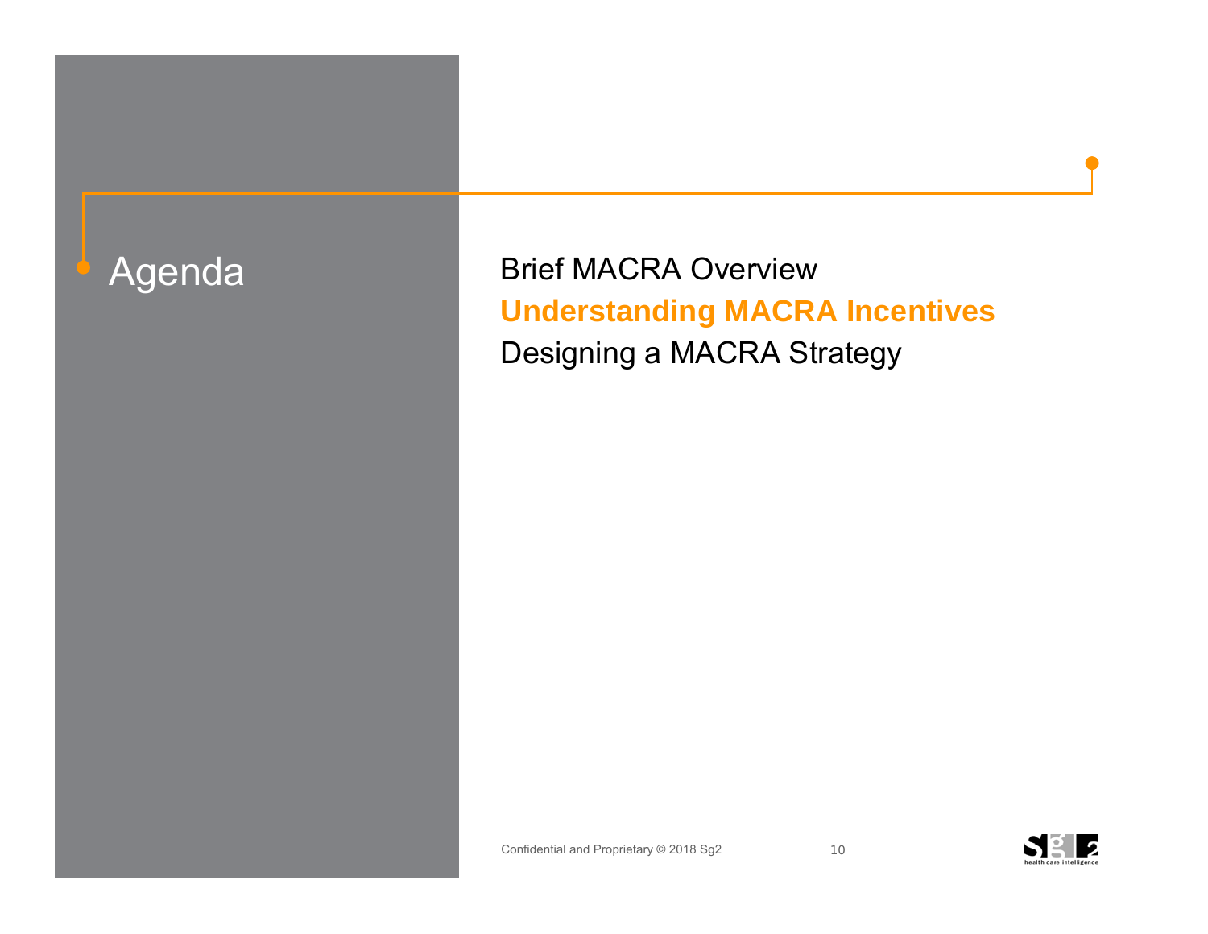# Agenda

Brief MACRA Overview

**Understanding MACRA Incentives**

Designing a MACRA Strategy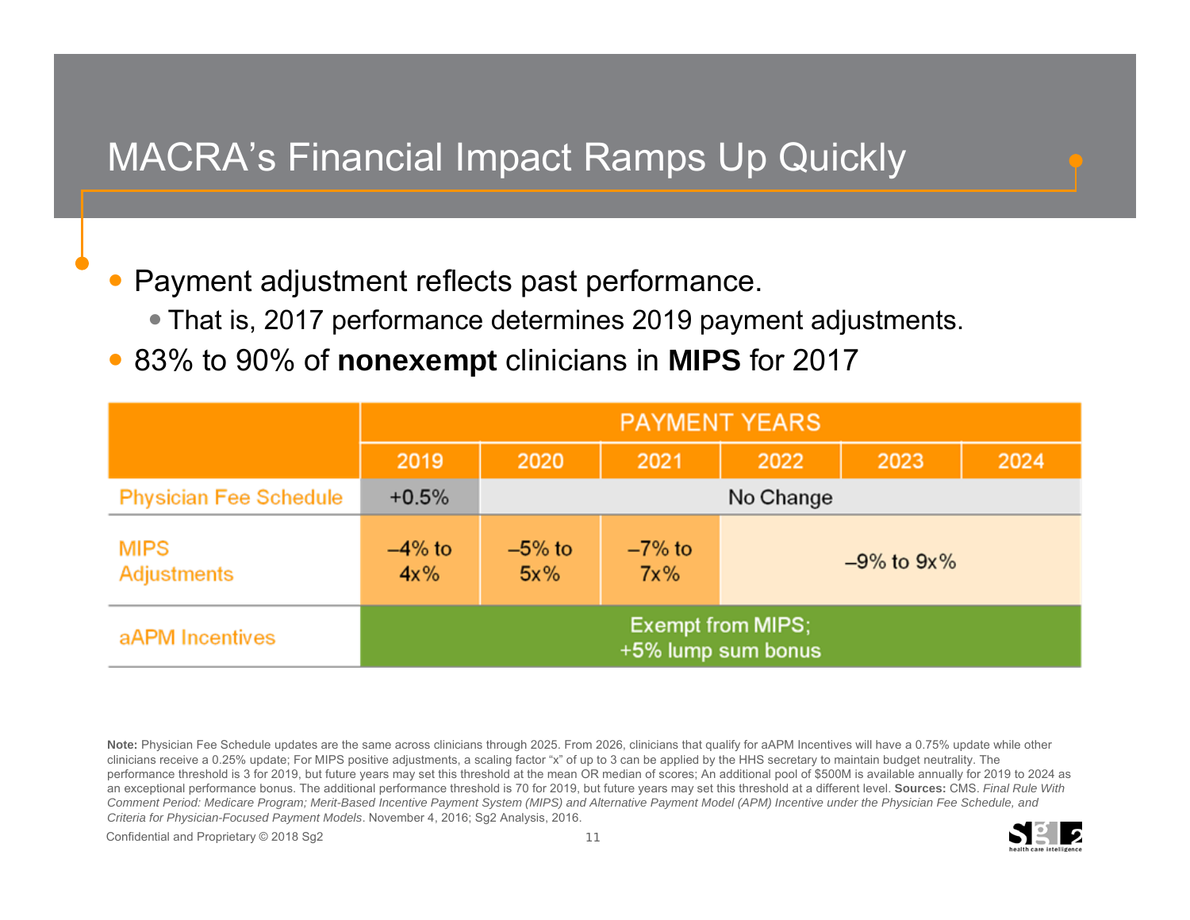# MACRA's Financial Impact Ramps Up Quickly

- Payment adjustment reflects past performance.
  - That is, 2017 performance determines 2019 payment adjustments.
- 83% to 90% of **nonexempt** clinicians in **MIPS** for 2017

| | PAYMENT YEARS | | | | | |
|---|---|---|---|---|---|---|
| | 2019 | 2020 | 2021 | 2022 | 2023 | 2024 |
| Physician Fee Schedule | +0.5% | No Change | | | | |
| MIPS Adjustments | –4% to 4x% | –5% to 5x% | –7% to 7x% | –9% to 9x% | | |
| aAPM Incentives | Exempt from MIPS; +5% lump sum bonus | | | | | |

**Note:** Physician Fee Schedule updates are the same across clinicians through 2025. From 2026, clinicians that qualify for aAPM Incentives will have a 0.75% update while other clinicians receive a 0.25% update; For MIPS positive adjustments, a scaling factor "x" of up to 3 can be applied by the HHS secretary to maintain budget neutrality. The performance threshold is 3 for 2019, but future years may set this threshold at the mean OR median of scores; An additional pool of $500M is available annually for 2019 to 2024 as an exceptional performance bonus. The additional performance threshold is 70 for 2019, but future years may set this threshold at a different level. **Sources:** CMS. *Final Rule With Comment Period: Medicare Program; Merit-Based Incentive Payment System (MIPS) and Alternative Payment Model (APM) Incentive under the Physician Fee Schedule, and Criteria for Physician-Focused Payment Models*. November 4, 2016; Sg2 Analysis, 2016.

Confidential and Proprietary © 2018 Sg2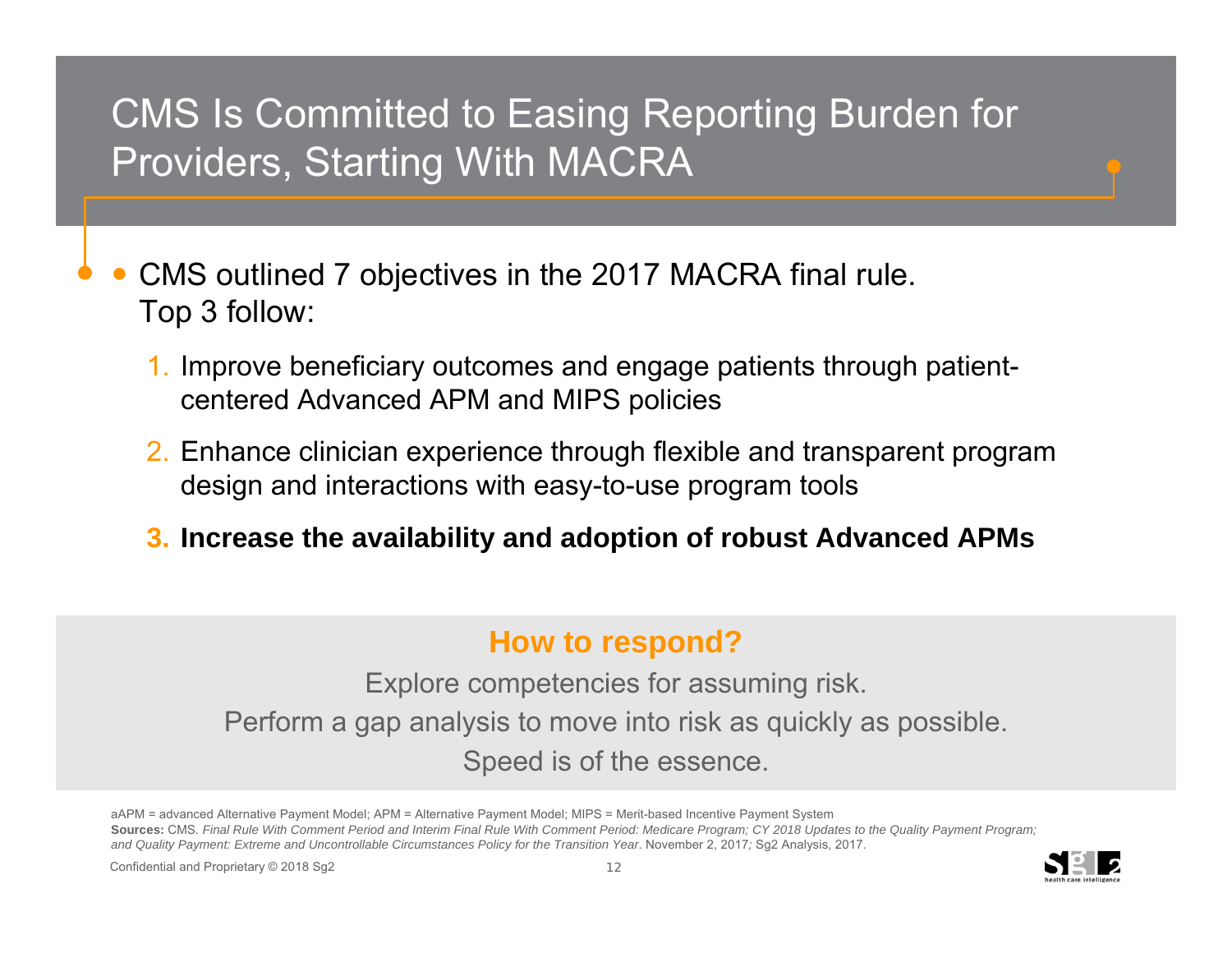# CMS Is Committed to Easing Reporting Burden for Providers, Starting With MACRA

- CMS outlined 7 objectives in the 2017 MACRA final rule. Top 3 follow:

  1. Improve beneficiary outcomes and engage patients through patient-centered Advanced APM and MIPS policies
  2. Enhance clinician experience through flexible and transparent program design and interactions with easy-to-use program tools
  3. **Increase the availability and adoption of robust Advanced APMs**

**How to respond?**

Explore competencies for assuming risk.

Perform a gap analysis to move into risk as quickly as possible.

Speed is of the essence.

aAPM = advanced Alternative Payment Model; APM = Alternative Payment Model; MIPS = Merit-based Incentive Payment System

**Sources:** CMS. *Final Rule With Comment Period and Interim Final Rule With Comment Period: Medicare Program; CY 2018 Updates to the Quality Payment Program; and Quality Payment: Extreme and Uncontrollable Circumstances Policy for the Transition Year*. November 2, 2017; Sg2 Analysis, 2017.

Confidential and Proprietary © 2018 Sg2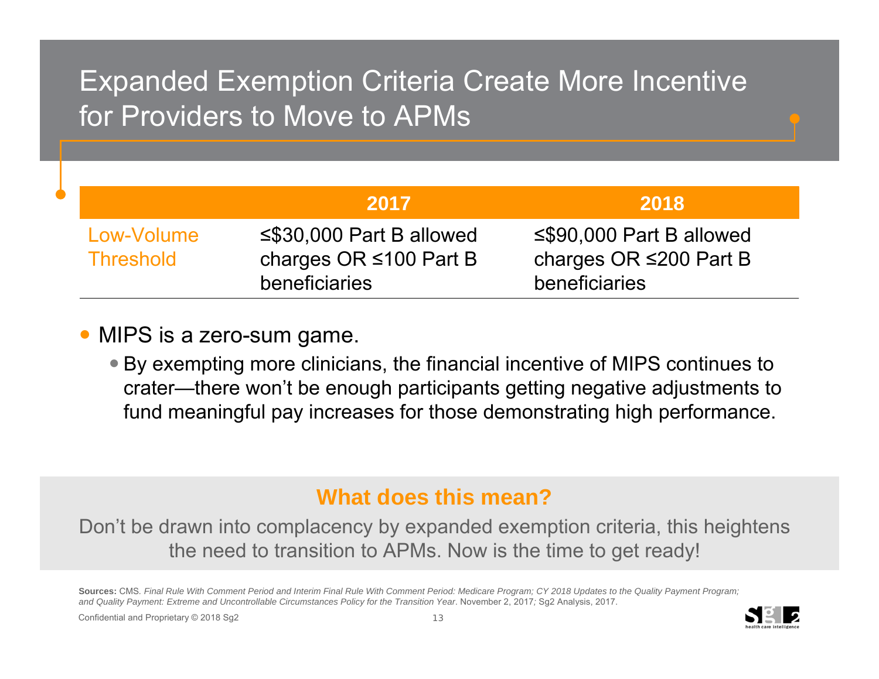# Expanded Exemption Criteria Create More Incentive for Providers to Move to APMs

| | 2017 | 2018 |
|---|---|---|
| Low-Volume Threshold | ≤$30,000 Part B allowed charges OR ≤100 Part B beneficiaries | ≤$90,000 Part B allowed charges OR ≤200 Part B beneficiaries |

- MIPS is a zero-sum game.
  - By exempting more clinicians, the financial incentive of MIPS continues to crater—there won't be enough participants getting negative adjustments to fund meaningful pay increases for those demonstrating high performance.

**What does this mean?**

Don't be drawn into complacency by expanded exemption criteria, this heightens the need to transition to APMs. Now is the time to get ready!

**Sources:** CMS. *Final Rule With Comment Period and Interim Final Rule With Comment Period: Medicare Program; CY 2018 Updates to the Quality Payment Program; and Quality Payment: Extreme and Uncontrollable Circumstances Policy for the Transition Year*. November 2, 2017; Sg2 Analysis, 2017.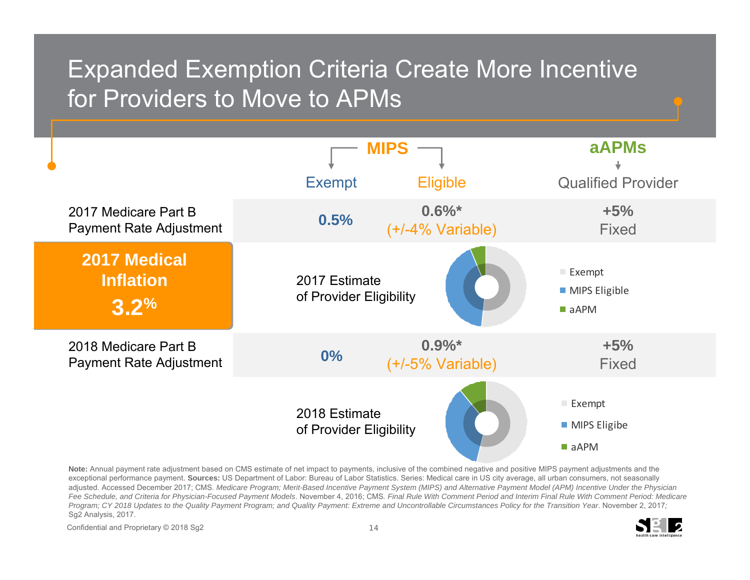# Expanded Exemption Criteria Create More Incentive for Providers to Move to APMs

| | MIPS: Exempt | MIPS: Eligible | aAPMs: Qualified Provider |
|---|---|---|---|
| 2017 Medicare Part B Payment Rate Adjustment | 0.5% | 0.6%* (+/-4% Variable) | +5% Fixed |
| 2018 Medicare Part B Payment Rate Adjustment | 0% | 0.9%* (+/-5% Variable) | +5% Fixed |

**2017 Medical Inflation**

**3.2%**

2017 Estimate of Provider Eligibility

Exempt
MIPS Eligible
aAPM

2018 Estimate of Provider Eligibility

Exempt
MIPS Eligibe
aAPM

**Note:** Annual payment rate adjustment based on CMS estimate of net impact to payments, inclusive of the combined negative and positive MIPS payment adjustments and the exceptional performance payment. **Sources:** US Department of Labor: Bureau of Labor Statistics. Series: Medical care in US city average, all urban consumers, not seasonally adjusted. Accessed December 2017; CMS. *Medicare Program; Merit-Based Incentive Payment System (MIPS) and Alternative Payment Model (APM) Incentive Under the Physician Fee Schedule, and Criteria for Physician-Focused Payment Models*. November 4, 2016; CMS. *Final Rule With Comment Period and Interim Final Rule With Comment Period: Medicare Program; CY 2018 Updates to the Quality Payment Program; and Quality Payment: Extreme and Uncontrollable Circumstances Policy for the Transition Year*. November 2, 2017; Sg2 Analysis, 2017.

Confidential and Proprietary © 2018 Sg2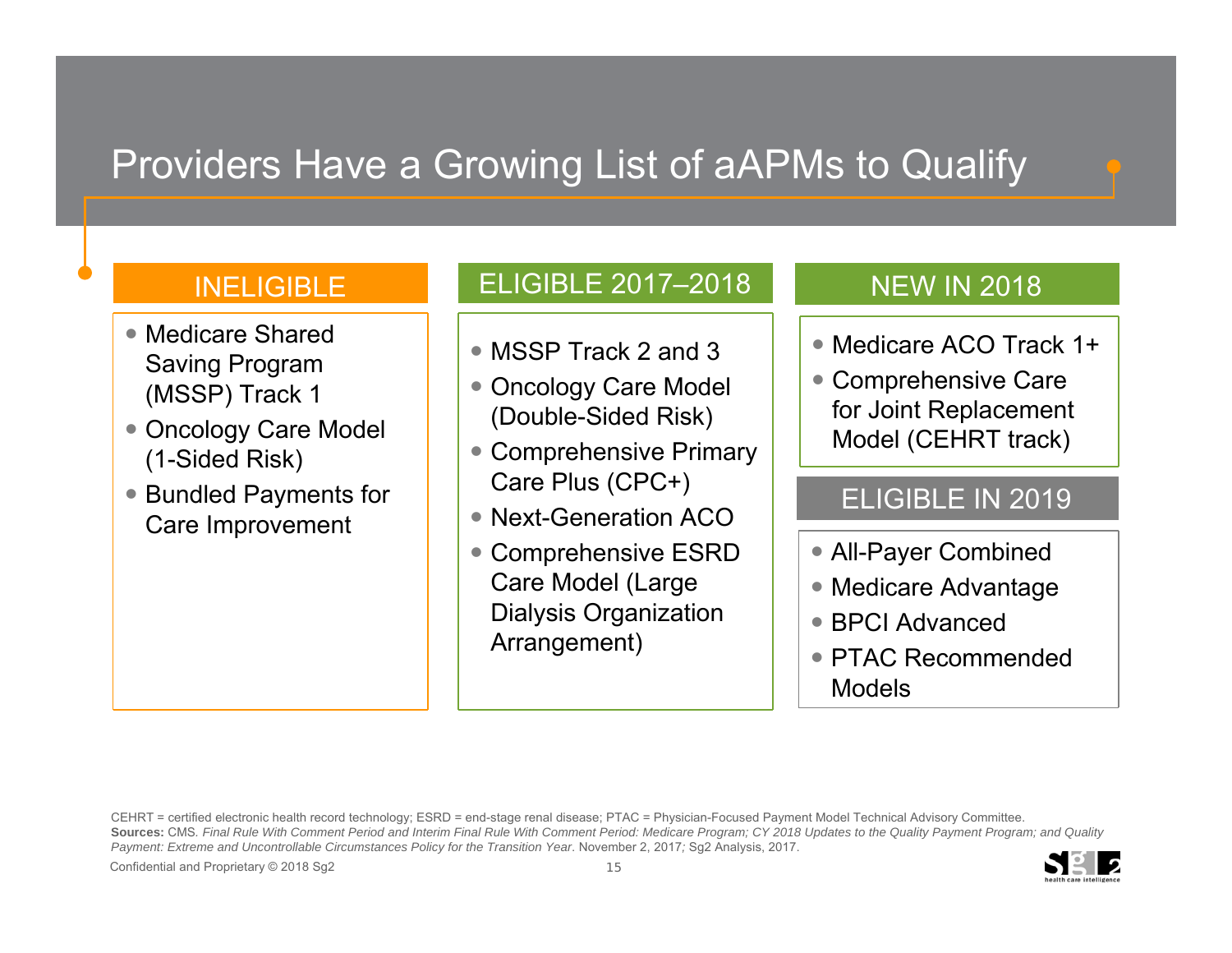# Providers Have a Growing List of aAPMs to Qualify

## INELIGIBLE

- Medicare Shared Saving Program (MSSP) Track 1
- Oncology Care Model (1-Sided Risk)
- Bundled Payments for Care Improvement

## ELIGIBLE 2017–2018

- MSSP Track 2 and 3
- Oncology Care Model (Double-Sided Risk)
- Comprehensive Primary Care Plus (CPC+)
- Next-Generation ACO
- Comprehensive ESRD Care Model (Large Dialysis Organization Arrangement)

## NEW IN 2018

- Medicare ACO Track 1+
- Comprehensive Care for Joint Replacement Model (CEHRT track)

## ELIGIBLE IN 2019

- All-Payer Combined
- Medicare Advantage
- BPCI Advanced
- PTAC Recommended Models

CEHRT = certified electronic health record technology; ESRD = end-stage renal disease; PTAC = Physician-Focused Payment Model Technical Advisory Committee.
**Sources:** CMS. *Final Rule With Comment Period and Interim Final Rule With Comment Period: Medicare Program; CY 2018 Updates to the Quality Payment Program; and Quality Payment: Extreme and Uncontrollable Circumstances Policy for the Transition Year*. November 2, 2017; Sg2 Analysis, 2017.

Confidential and Proprietary © 2018 Sg2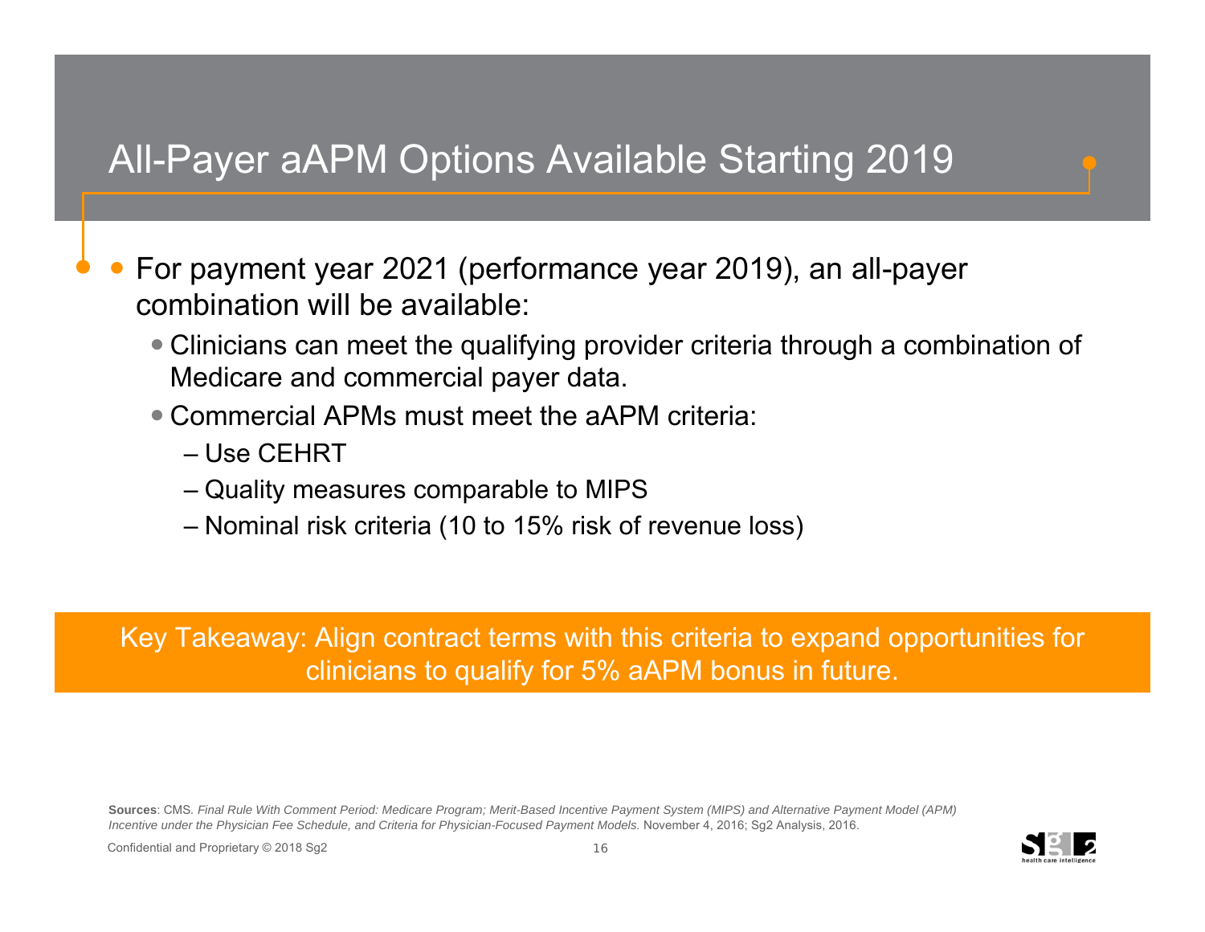# All-Payer aAPM Options Available Starting 2019

- For payment year 2021 (performance year 2019), an all-payer combination will be available:
  - Clinicians can meet the qualifying provider criteria through a combination of Medicare and commercial payer data.
  - Commercial APMs must meet the aAPM criteria:
    - Use CEHRT
    - Quality measures comparable to MIPS
    - Nominal risk criteria (10 to 15% risk of revenue loss)

Key Takeaway: Align contract terms with this criteria to expand opportunities for clinicians to qualify for 5% aAPM bonus in future.

**Sources**: CMS. *Final Rule With Comment Period: Medicare Program; Merit-Based Incentive Payment System (MIPS) and Alternative Payment Model (APM) Incentive under the Physician Fee Schedule, and Criteria for Physician-Focused Payment Models.* November 4, 2016; Sg2 Analysis, 2016.

Confidential and Proprietary © 2018 Sg2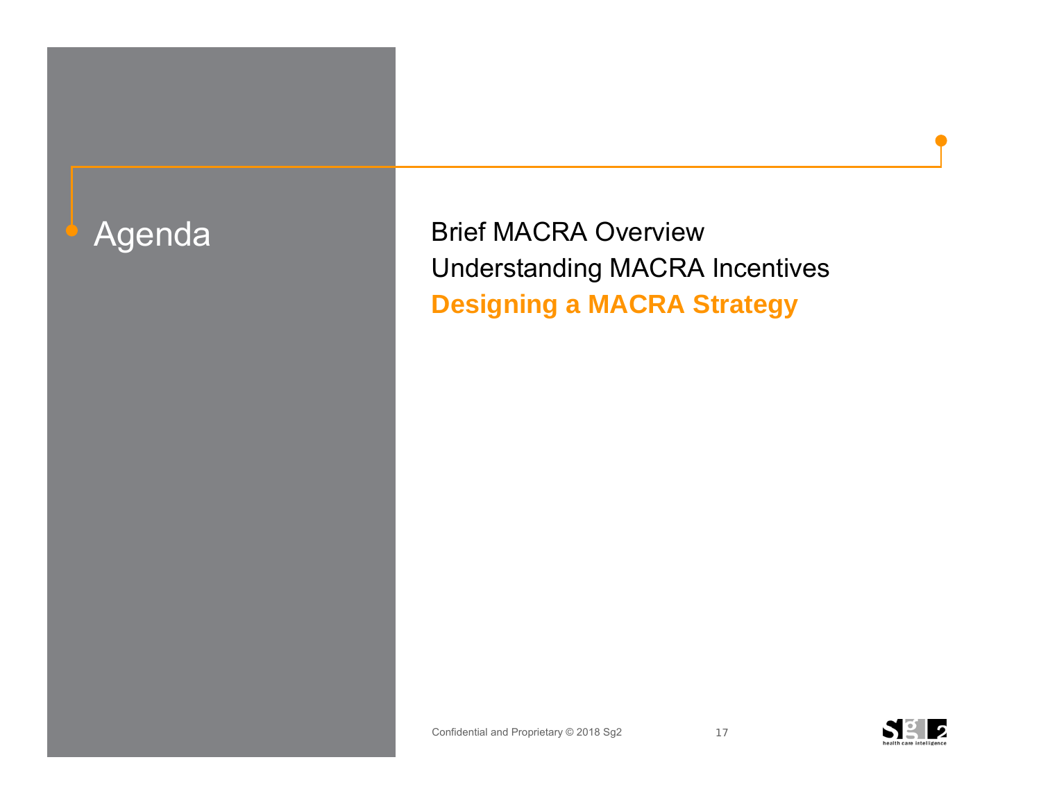# Agenda

Brief MACRA Overview

Understanding MACRA Incentives

**Designing a MACRA Strategy**

Confidential and Proprietary © 2018 Sg2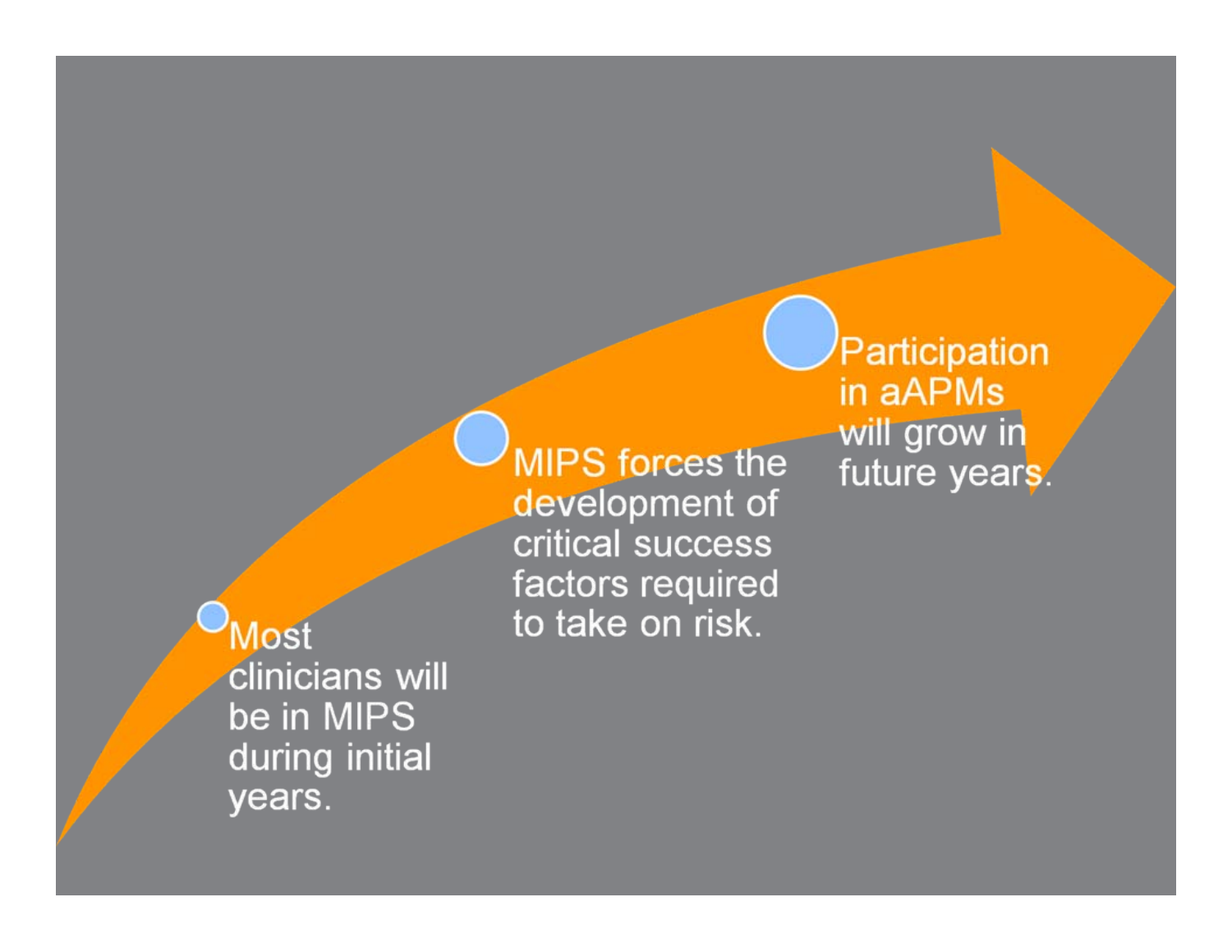Most clinicians will be in MIPS during initial years.

MIPS forces the development of critical success factors required to take on risk.

Participation in aAPMs will grow in future years.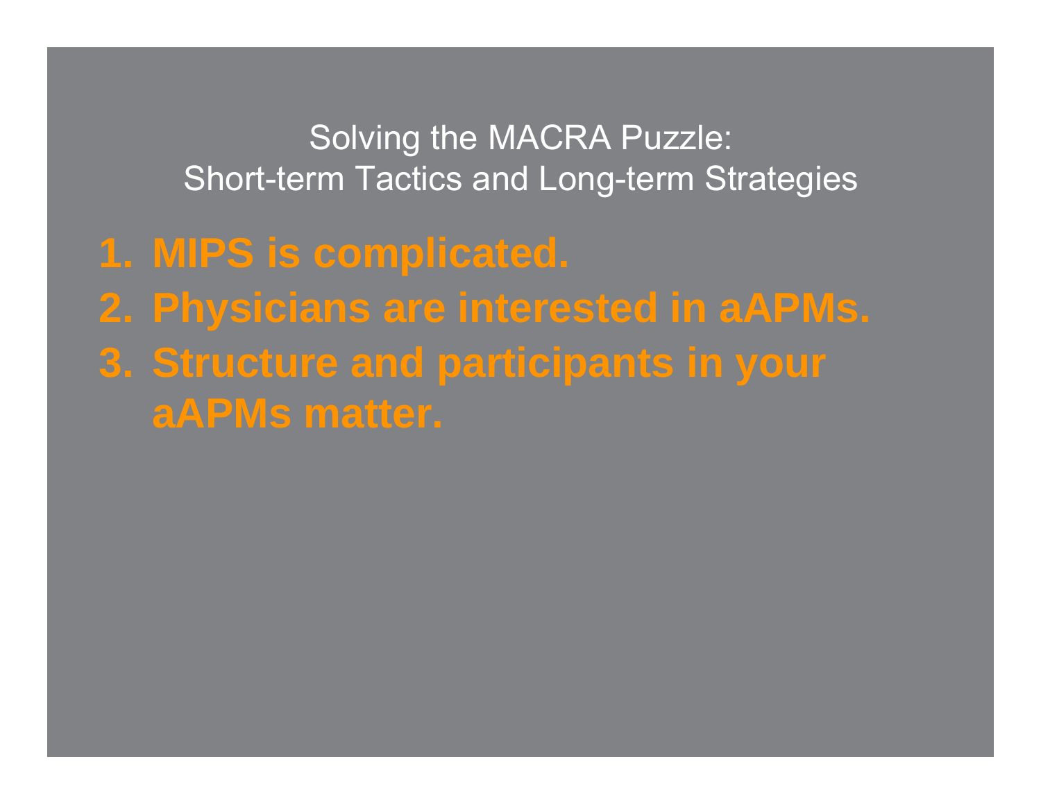## Solving the MACRA Puzzle:
## Short-term Tactics and Long-term Strategies

1. **MIPS is complicated.**
2. **Physicians are interested in aAPMs.**
3. **Structure and participants in your aAPMs matter.**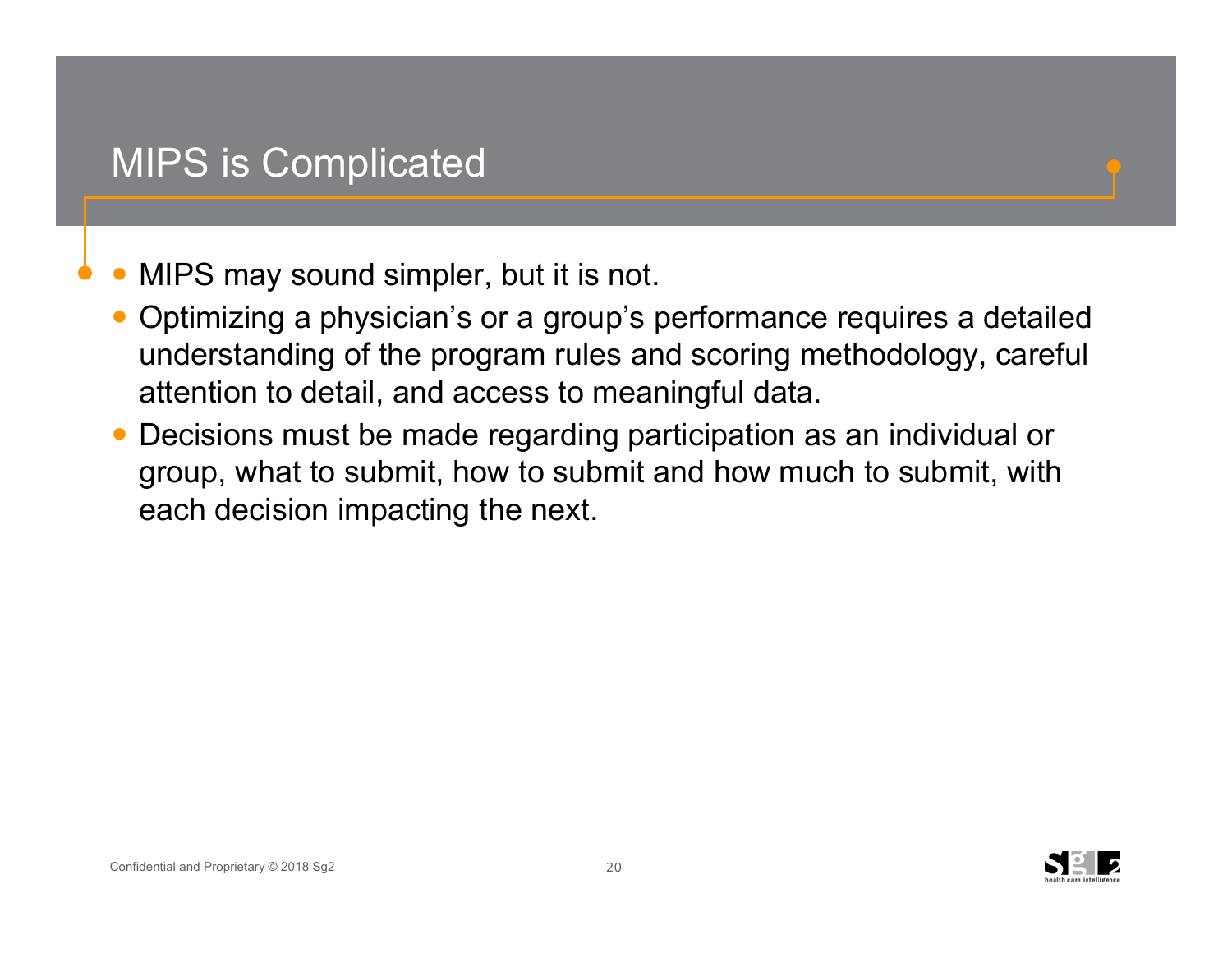# MIPS is Complicated

- MIPS may sound simpler, but it is not.
- Optimizing a physician's or a group's performance requires a detailed understanding of the program rules and scoring methodology, careful attention to detail, and access to meaningful data.
- Decisions must be made regarding participation as an individual or group, what to submit, how to submit and how much to submit, with each decision impacting the next.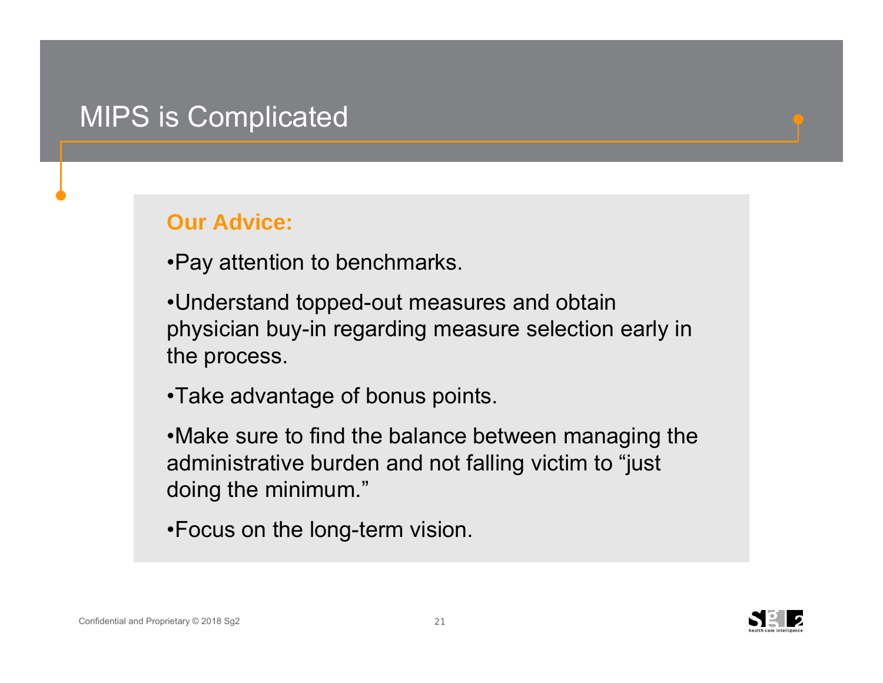# MIPS is Complicated

**Our Advice:**

- Pay attention to benchmarks.
- Understand topped-out measures and obtain physician buy-in regarding measure selection early in the process.
- Take advantage of bonus points.
- Make sure to find the balance between managing the administrative burden and not falling victim to "just doing the minimum."
- Focus on the long-term vision.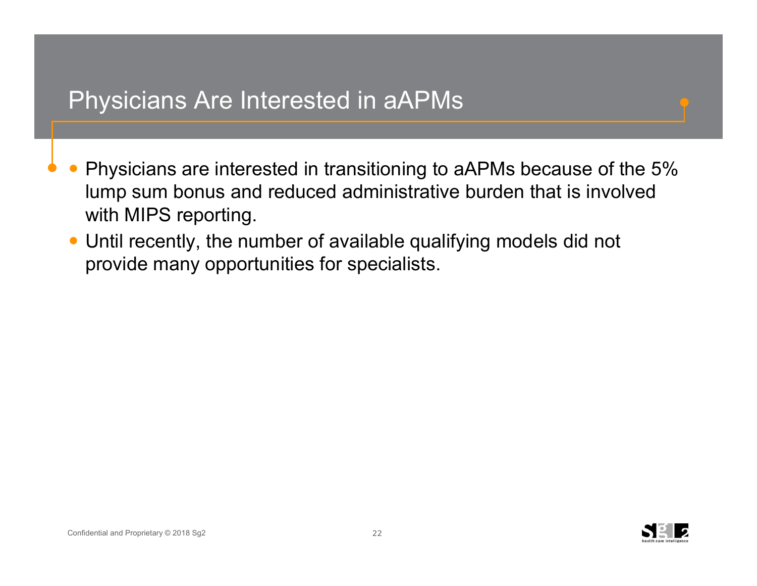# Physicians Are Interested in aAPMs

- Physicians are interested in transitioning to aAPMs because of the 5% lump sum bonus and reduced administrative burden that is involved with MIPS reporting.
- Until recently, the number of available qualifying models did not provide many opportunities for specialists.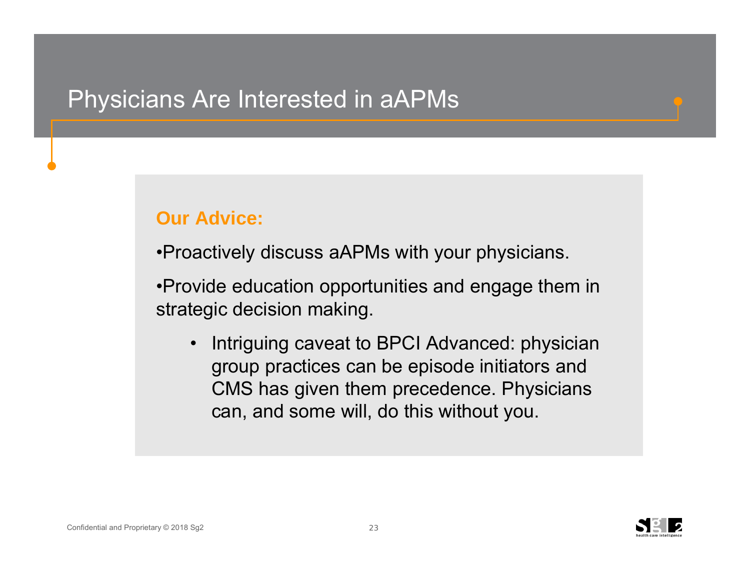# Physicians Are Interested in aAPMs

**Our Advice:**

- Proactively discuss aAPMs with your physicians.
- Provide education opportunities and engage them in strategic decision making.
    - Intriguing caveat to BPCI Advanced: physician group practices can be episode initiators and CMS has given them precedence. Physicians can, and some will, do this without you.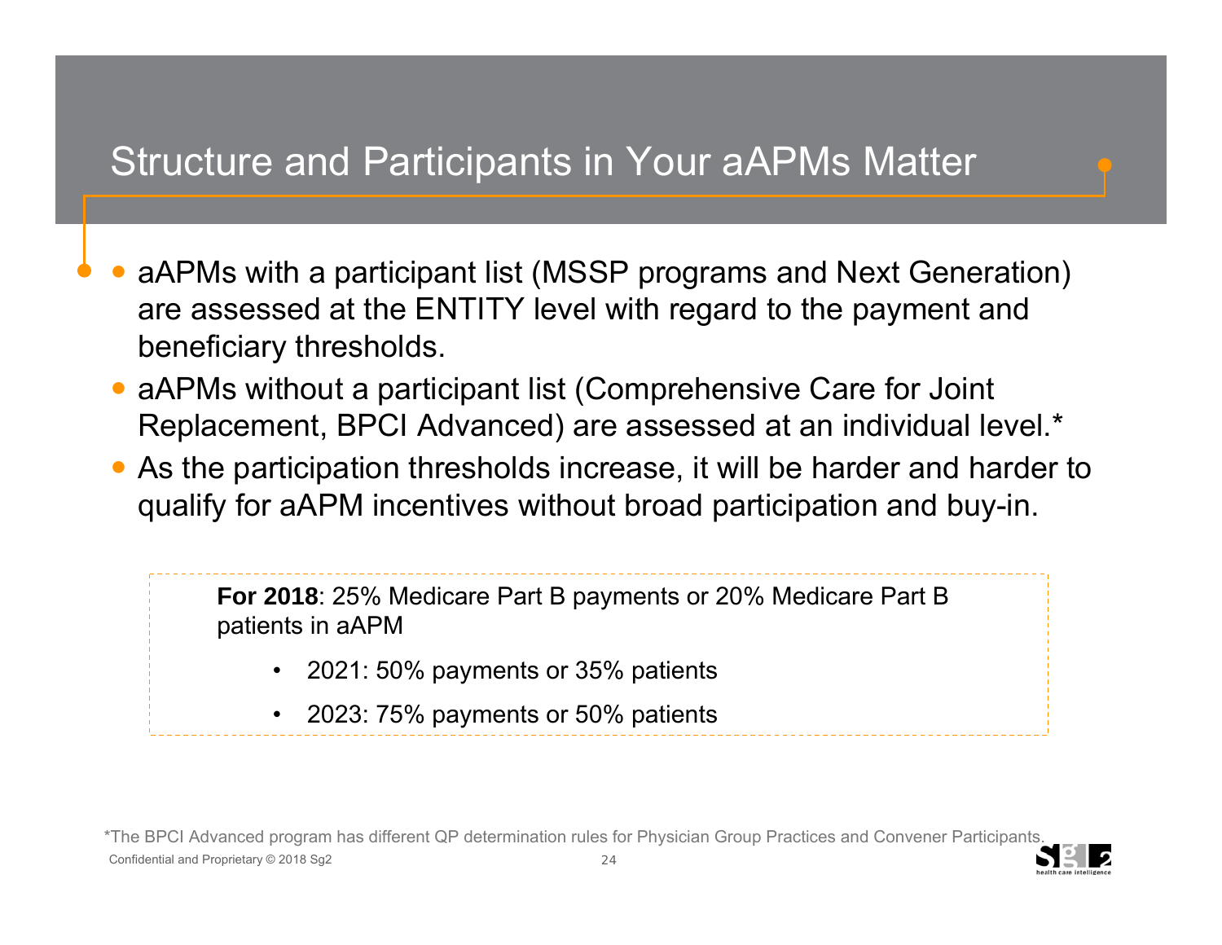# Structure and Participants in Your aAPMs Matter

- aAPMs with a participant list (MSSP programs and Next Generation) are assessed at the ENTITY level with regard to the payment and beneficiary thresholds.
- aAPMs without a participant list (Comprehensive Care for Joint Replacement, BPCI Advanced) are assessed at an individual level.*
- As the participation thresholds increase, it will be harder and harder to qualify for aAPM incentives without broad participation and buy-in.

**For 2018**: 25% Medicare Part B payments or 20% Medicare Part B patients in aAPM

- 2021: 50% payments or 35% patients
- 2023: 75% payments or 50% patients

*The BPCI Advanced program has different QP determination rules for Physician Group Practices and Convener Participants.

Confidential and Proprietary © 2018 Sg2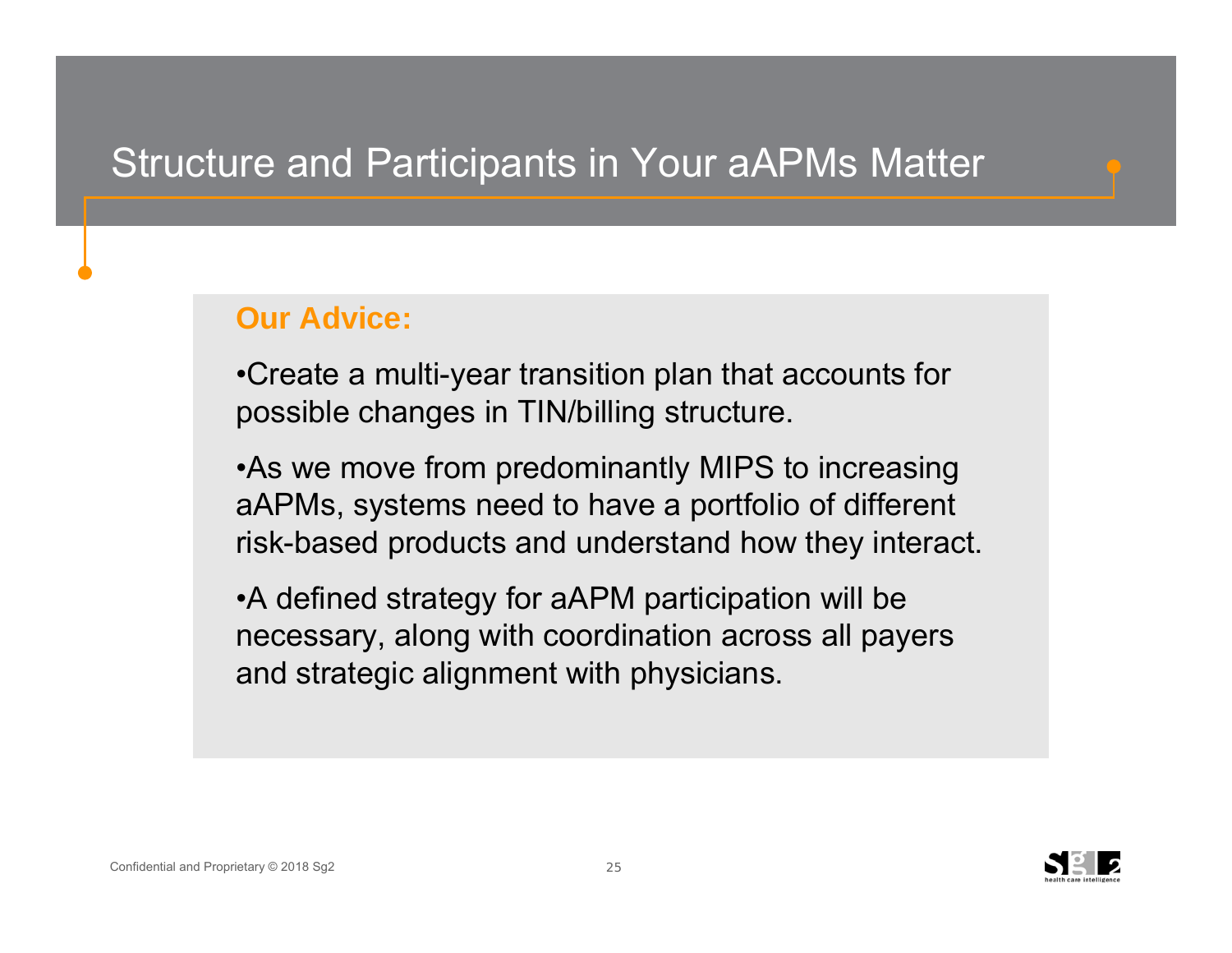# Structure and Participants in Your aAPMs Matter

**Our Advice:**

•Create a multi-year transition plan that accounts for possible changes in TIN/billing structure.

•As we move from predominantly MIPS to increasing aAPMs, systems need to have a portfolio of different risk-based products and understand how they interact.

•A defined strategy for aAPM participation will be necessary, along with coordination across all payers and strategic alignment with physicians.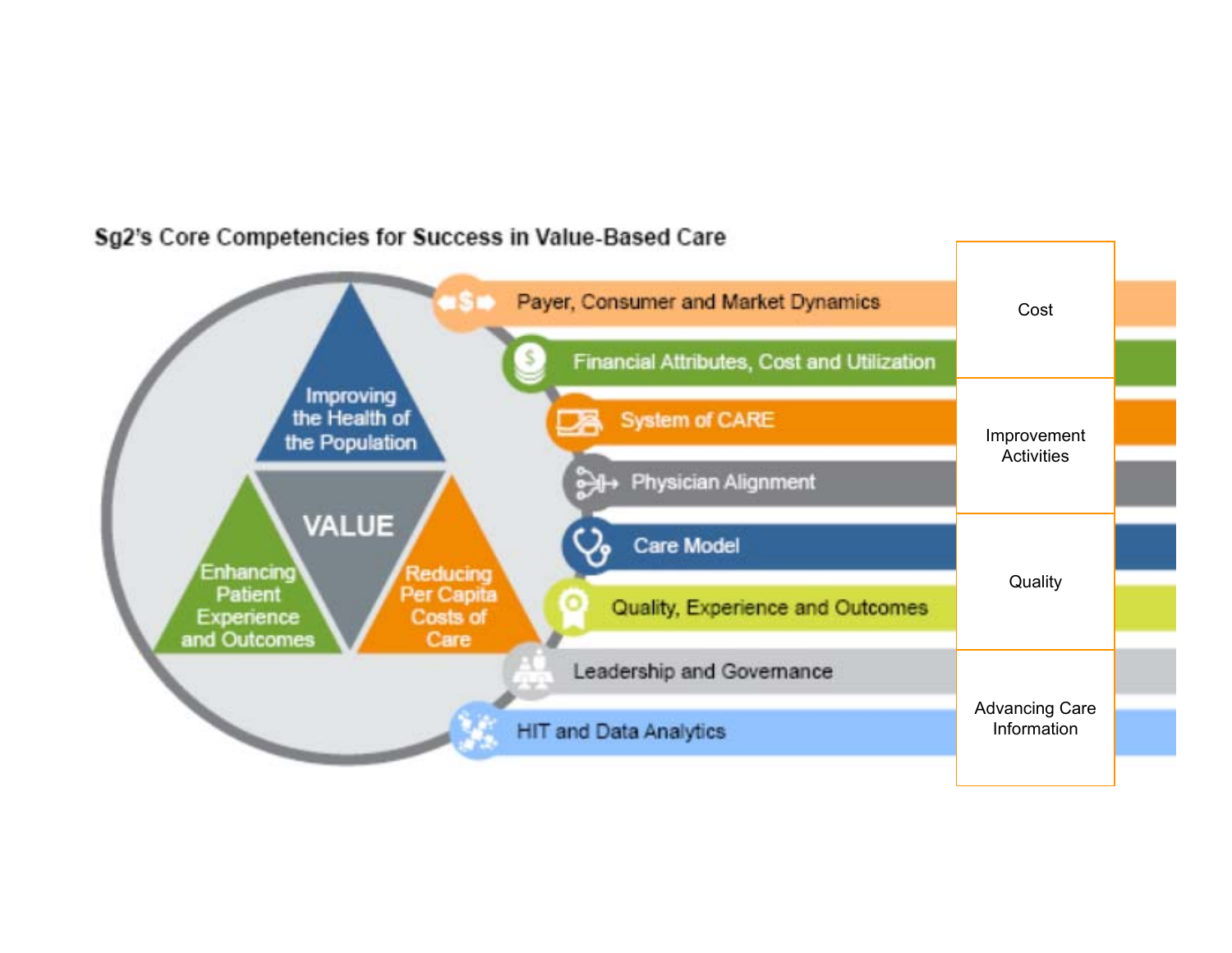Sg2's Core Competencies for Success in Value-Based Care

Improving the Health of the Population

VALUE

Enhancing Patient Experience and Outcomes

Reducing Per Capita Costs of Care

Payer, Consumer and Market Dynamics

Financial Attributes, Cost and Utilization

System of CARE

Physician Alignment

Care Model

Quality, Experience and Outcomes

Leadership and Governance

HIT and Data Analytics

Cost

Improvement Activities

Quality

Advancing Care Information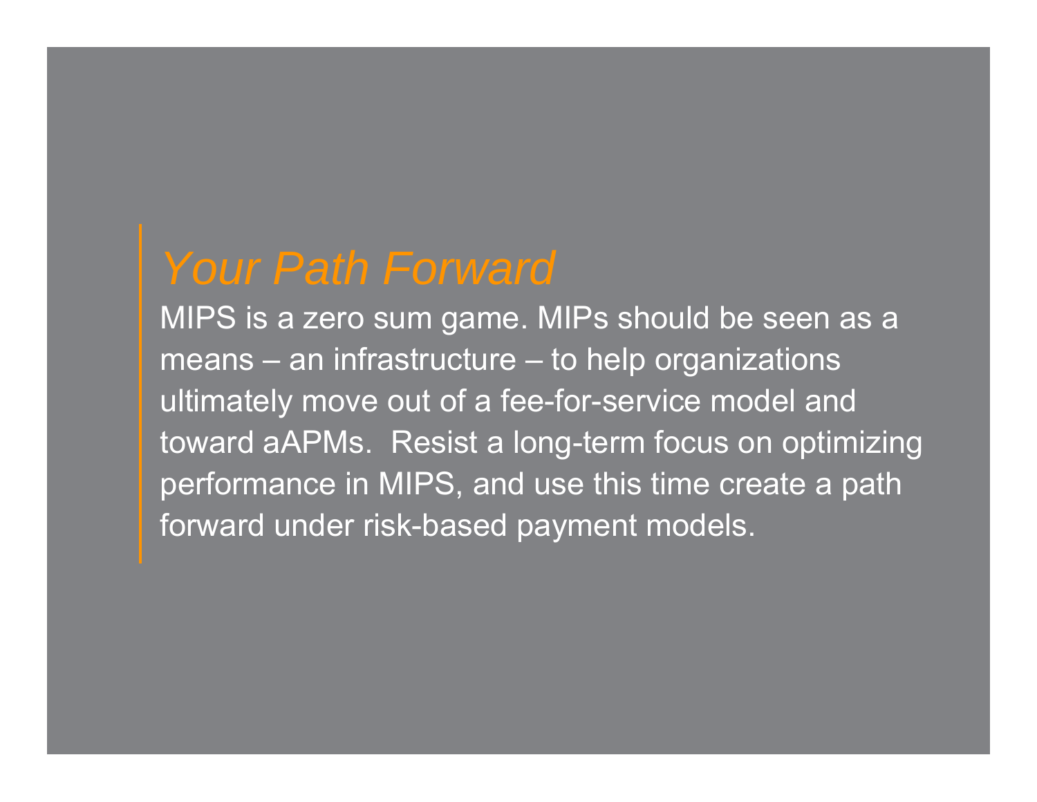## *Your Path Forward*

MIPS is a zero sum game. MIPs should be seen as a means – an infrastructure – to help organizations ultimately move out of a fee-for-service model and toward aAPMs.  Resist a long-term focus on optimizing performance in MIPS, and use this time create a path forward under risk-based payment models.